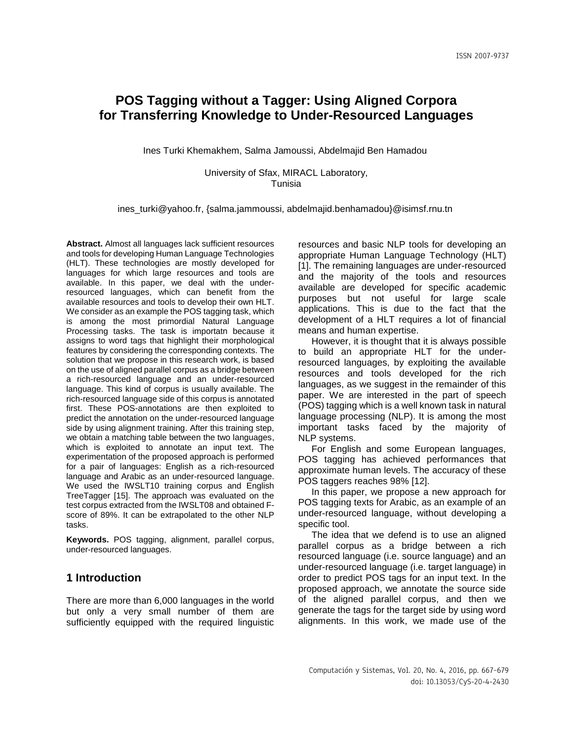# POS Tagging without a Tagger: Using Aligned Corpora for Transferring Knowledge to Under-Resourced Languages

Ines Turki Khemakhem, Salma Jamoussi, Abdelmajid Ben Hamadou

University of Sfax, MIRACL Laboratory, Tunisia

ines_turki@yahoo.fr, {salma.jammoussi, abdelmajid.benhamadou}@isimsf.rnu.tn

**Abstract.** Almost all languages lack sufficient resources and tools for developing Human Language Technologies (HLT). These technologies are mostly developed for languages for which large resources and tools are available. In this paper, we deal with the under-resourced languages, which can benefit from the available resources and tools to develop their own HLT. We consider as an example the POS tagging task, which is among the most primordial Natural Language Processing tasks. The task is importatn because it assigns to word tags that highlight their morphological features by considering the corresponding contexts. The solution that we propose in this research work, is based on the use of aligned parallel corpus as a bridge between a rich-resourced language and an under-resourced language. This kind of corpus is usually available. The rich-resourced language side of this corpus is annotated first. These POS-annotations are then exploited to predict the annotation on the under-resourced language side by using alignment training. After this training step, we obtain a matching table between the two languages, which is exploited to annotate an input text. The experimentation of the proposed approach is performed for a pair of languages: English as a rich-resourced language and Arabic as an under-resourced language. We used the IWSLT10 training corpus and English TreeTagger [15]. The approach was evaluated on the test corpus extracted from the IWSLT08 and obtained F-score of 89%. It can be extrapolated to the other NLP tasks.

**Keywords.** POS tagging, alignment, parallel corpus, under-resourced languages.

## 1 Introduction

There are more than 6,000 languages in the world but only a very small number of them are sufficiently equipped with the required linguistic resources and basic NLP tools for developing an appropriate Human Language Technology (HLT) [1]. The remaining languages are under-resourced and the majority of the tools and resources available are developed for specific academic purposes but not useful for large scale applications. This is due to the fact that the development of a HLT requires a lot of financial means and human expertise.

However, it is thought that it is always possible to build an appropriate HLT for the under-resourced languages, by exploiting the available resources and tools developed for the rich languages, as we suggest in the remainder of this paper. We are interested in the part of speech (POS) tagging which is a well known task in natural language processing (NLP). It is among the most important tasks faced by the majority of NLP systems.

For English and some European languages, POS tagging has achieved performances that approximate human levels. The accuracy of these POS taggers reaches 98% [12].

In this paper, we propose a new approach for POS tagging texts for Arabic, as an example of an under-resourced language, without developing a specific tool.

The idea that we defend is to use an aligned parallel corpus as a bridge between a rich resourced language (i.e. source language) and an under-resourced language (i.e. target language) in order to predict POS tags for an input text. In the proposed approach, we annotate the source side of the aligned parallel corpus, and then we generate the tags for the target side by using word alignments. In this work, we made use of the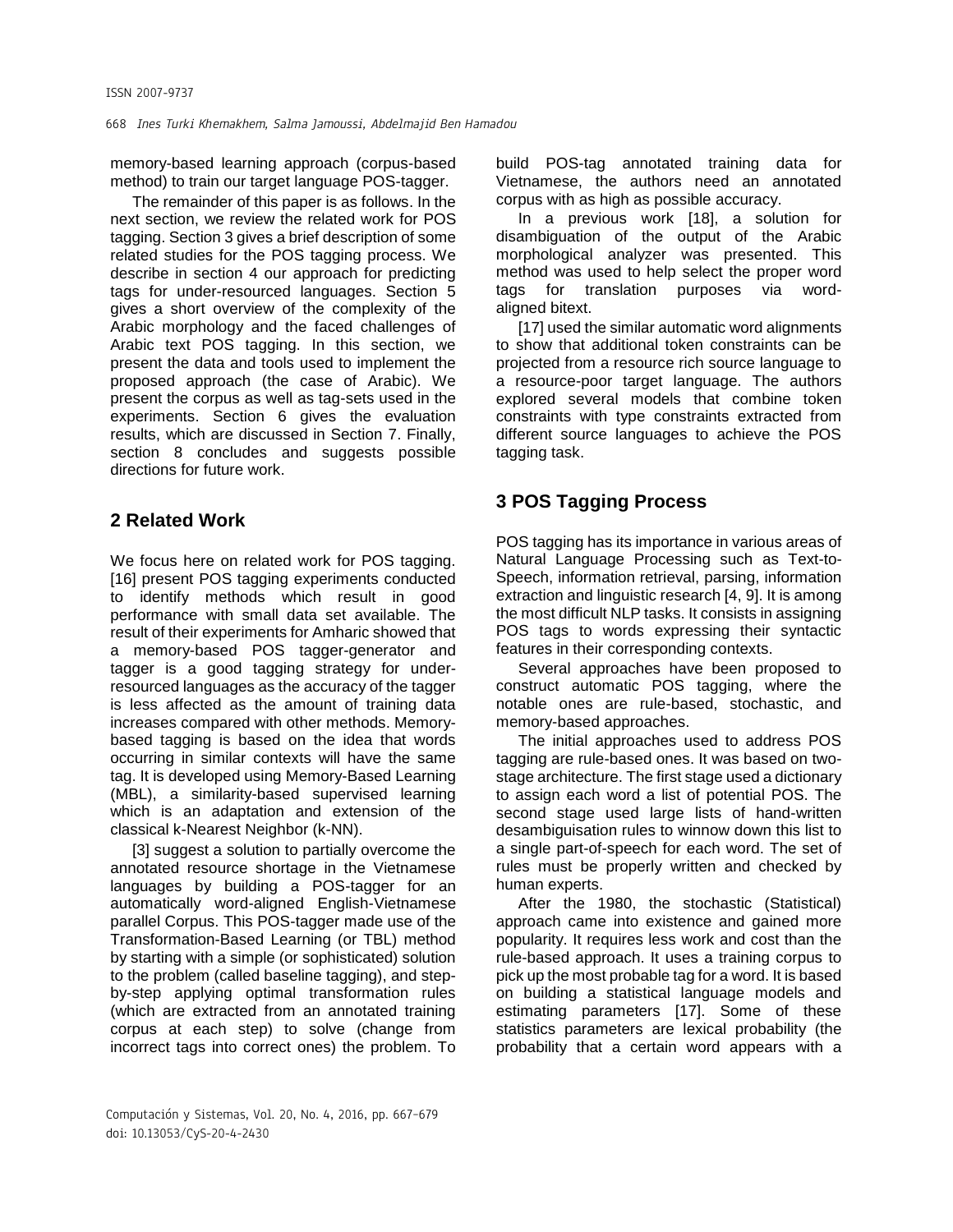memory-based learning approach (corpus-based method) to train our target language POS-tagger.

The remainder of this paper is as follows. In the next section, we review the related work for POS tagging. Section 3 gives a brief description of some related studies for the POS tagging process. We describe in section 4 our approach for predicting tags for under-resourced languages. Section 5 gives a short overview of the complexity of the Arabic morphology and the faced challenges of Arabic text POS tagging. In this section, we present the data and tools used to implement the proposed approach (the case of Arabic). We present the corpus as well as tag-sets used in the experiments. Section 6 gives the evaluation results, which are discussed in Section 7. Finally, section 8 concludes and suggests possible directions for future work.

## 2 Related Work

We focus here on related work for POS tagging. [16] present POS tagging experiments conducted to identify methods which result in good performance with small data set available. The result of their experiments for Amharic showed that a memory-based POS tagger-generator and tagger is a good tagging strategy for under-resourced languages as the accuracy of the tagger is less affected as the amount of training data increases compared with other methods. Memory-based tagging is based on the idea that words occurring in similar contexts will have the same tag. It is developed using Memory-Based Learning (MBL), a similarity-based supervised learning which is an adaptation and extension of the classical k-Nearest Neighbor (k-NN).

[3] suggest a solution to partially overcome the annotated resource shortage in the Vietnamese languages by building a POS-tagger for an automatically word-aligned English-Vietnamese parallel Corpus. This POS-tagger made use of the Transformation-Based Learning (or TBL) method by starting with a simple (or sophisticated) solution to the problem (called baseline tagging), and step-by-step applying optimal transformation rules (which are extracted from an annotated training corpus at each step) to solve (change from incorrect tags into correct ones) the problem. To build POS-tag annotated training data for Vietnamese, the authors need an annotated corpus with as high as possible accuracy.

In a previous work [18], a solution for disambiguation of the output of the Arabic morphological analyzer was presented. This method was used to help select the proper word tags for translation purposes via word-aligned bitext.

[17] used the similar automatic word alignments to show that additional token constraints can be projected from a resource rich source language to a resource-poor target language. The authors explored several models that combine token constraints with type constraints extracted from different source languages to achieve the POS tagging task.

## 3 POS Tagging Process

POS tagging has its importance in various areas of Natural Language Processing such as Text-to-Speech, information retrieval, parsing, information extraction and linguistic research [4, 9]. It is among the most difficult NLP tasks. It consists in assigning POS tags to words expressing their syntactic features in their corresponding contexts.

Several approaches have been proposed to construct automatic POS tagging, where the notable ones are rule-based, stochastic, and memory-based approaches.

The initial approaches used to address POS tagging are rule-based ones. It was based on two-stage architecture. The first stage used a dictionary to assign each word a list of potential POS. The second stage used large lists of hand-written desambiguisation rules to winnow down this list to a single part-of-speech for each word. The set of rules must be properly written and checked by human experts.

After the 1980, the stochastic (Statistical) approach came into existence and gained more popularity. It requires less work and cost than the rule-based approach. It uses a training corpus to pick up the most probable tag for a word. It is based on building a statistical language models and estimating parameters [17]. Some of these statistics parameters are lexical probability (the probability that a certain word appears with a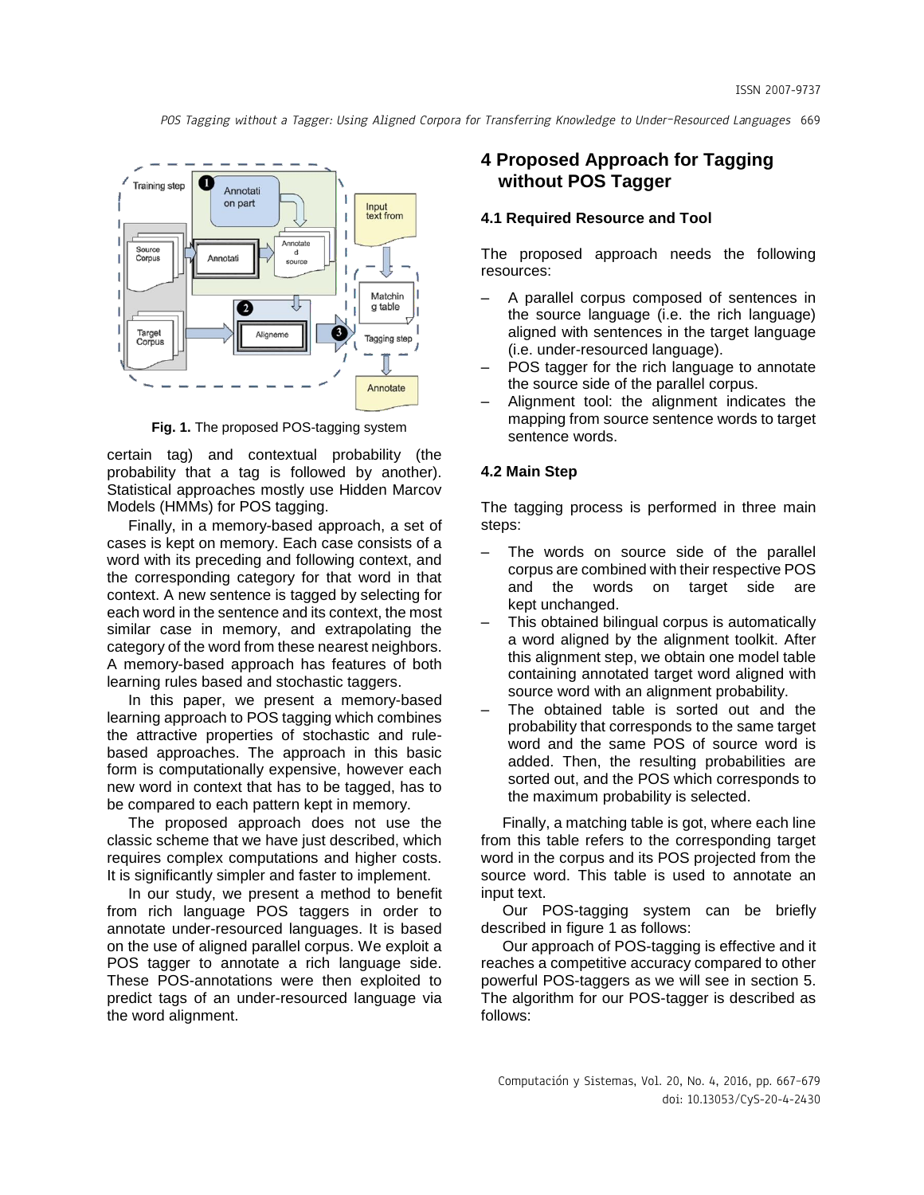Fig. 1. The proposed POS-tagging system

certain tag) and contextual probability (the probability that a tag is followed by another). Statistical approaches mostly use Hidden Marcov Models (HMMs) for POS tagging.

Finally, in a memory-based approach, a set of cases is kept on memory. Each case consists of a word with its preceding and following context, and the corresponding category for that word in that context. A new sentence is tagged by selecting for each word in the sentence and its context, the most similar case in memory, and extrapolating the category of the word from these nearest neighbors. A memory-based approach has features of both learning rules based and stochastic taggers.

In this paper, we present a memory-based learning approach to POS tagging which combines the attractive properties of stochastic and rule-based approaches. The approach in this basic form is computationally expensive, however each new word in context that has to be tagged, has to be compared to each pattern kept in memory.

The proposed approach does not use the classic scheme that we have just described, which requires complex computations and higher costs. It is significantly simpler and faster to implement.

In our study, we present a method to benefit from rich language POS taggers in order to annotate under-resourced languages. It is based on the use of aligned parallel corpus. We exploit a POS tagger to annotate a rich language side. These POS-annotations were then exploited to predict tags of an under-resourced language via the word alignment.

## 4 Proposed Approach for Tagging without POS Tagger

### 4.1 Required Resource and Tool

The proposed approach needs the following resources:

– A parallel corpus composed of sentences in the source language (i.e. the rich language) aligned with sentences in the target language (i.e. under-resourced language).
– POS tagger for the rich language to annotate the source side of the parallel corpus.
– Alignment tool: the alignment indicates the mapping from source sentence words to target sentence words.

### 4.2 Main Step

The tagging process is performed in three main steps:

– The words on source side of the parallel corpus are combined with their respective POS and the words on target side are kept unchanged.
– This obtained bilingual corpus is automatically a word aligned by the alignment toolkit. After this alignment step, we obtain one model table containing annotated target word aligned with source word with an alignment probability.
– The obtained table is sorted out and the probability that corresponds to the same target word and the same POS of source word is added. Then, the resulting probabilities are sorted out, and the POS which corresponds to the maximum probability is selected.

Finally, a matching table is got, where each line from this table refers to the corresponding target word in the corpus and its POS projected from the source word. This table is used to annotate an input text.

Our POS-tagging system can be briefly described in figure 1 as follows:

Our approach of POS-tagging is effective and it reaches a competitive accuracy compared to other powerful POS-taggers as we will see in section 5. The algorithm for our POS-tagger is described as follows: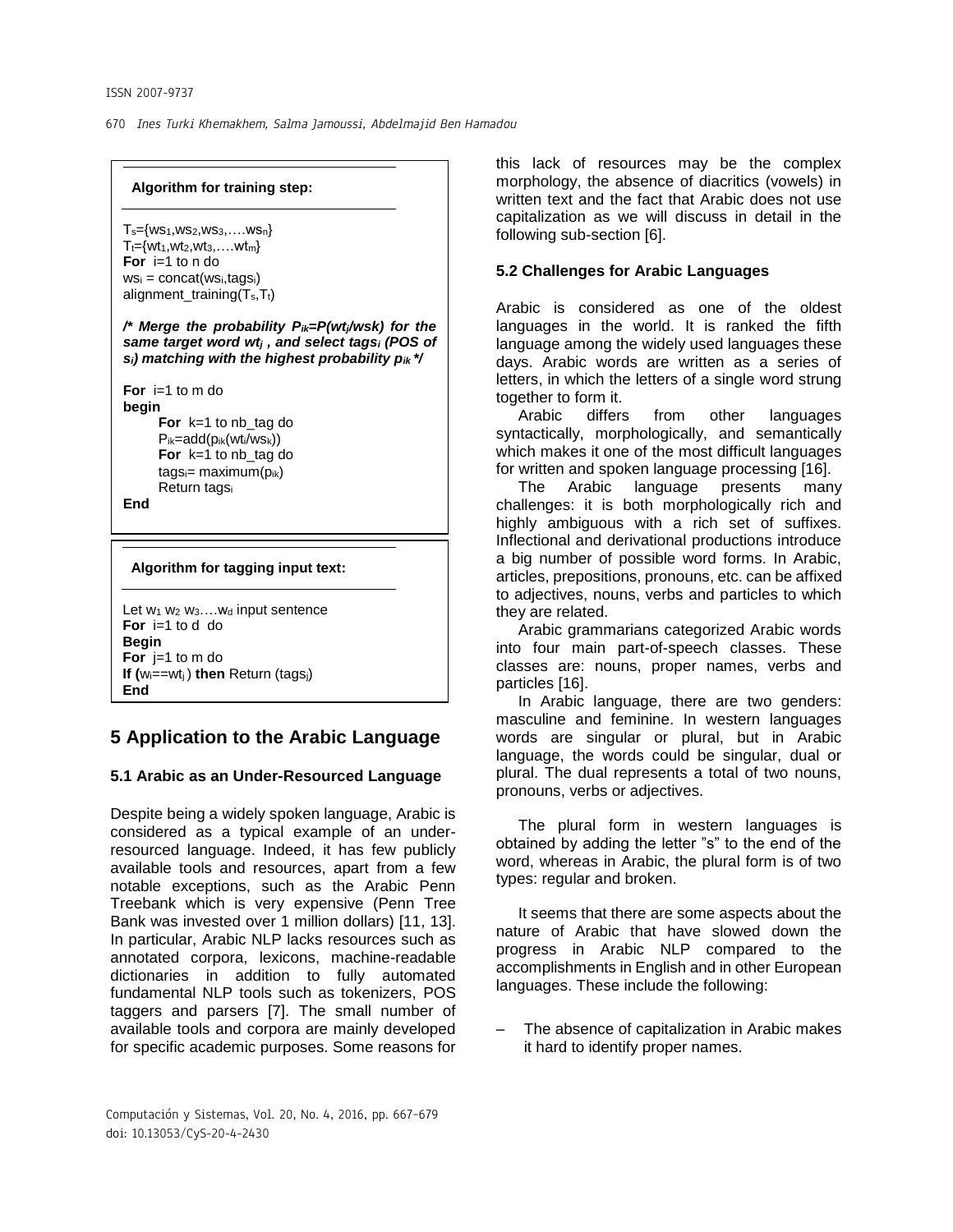**Algorithm for training step:**

```
Ts={ws1,ws2,ws3,….wsn}
Tt={wt1,wt2,wt3,….wtm}
For i=1 to n do
wsi = concat(wsi,tagsi)
alignment_training(Ts,Tt)

/* Merge the probability Pik=P(wtj/wsk) for the
same target word wtj , and select tagsi (POS of
si) matching with the highest probability pik */

For i=1 to m do
begin
    For k=1 to nb_tag do
    Pik=add(pik(wti/wsk))
    For k=1 to nb_tag do
    tagsi= maximum(pik)
    Return tagsi
End
```

**Algorithm for tagging input text:**

```
Let w1 w2 w3….wd input sentence
For i=1 to d do
Begin
For j=1 to m do
If (wi==wtj) then Return (tagsj)
End
```

## 5 Application to the Arabic Language

### 5.1 Arabic as an Under-Resourced Language

Despite being a widely spoken language, Arabic is considered as a typical example of an under-resourced language. Indeed, it has few publicly available tools and resources, apart from a few notable exceptions, such as the Arabic Penn Treebank which is very expensive (Penn Tree Bank was invested over 1 million dollars) [11, 13]. In particular, Arabic NLP lacks resources such as annotated corpora, lexicons, machine-readable dictionaries in addition to fully automated fundamental NLP tools such as tokenizers, POS taggers and parsers [7]. The small number of available tools and corpora are mainly developed for specific academic purposes. Some reasons for this lack of resources may be the complex morphology, the absence of diacritics (vowels) in written text and the fact that Arabic does not use capitalization as we will discuss in detail in the following sub-section [6].

### 5.2 Challenges for Arabic Languages

Arabic is considered as one of the oldest languages in the world. It is ranked the fifth language among the widely used languages these days. Arabic words are written as a series of letters, in which the letters of a single word strung together to form it.

Arabic differs from other languages syntactically, morphologically, and semantically which makes it one of the most difficult languages for written and spoken language processing [16].

The Arabic language presents many challenges: it is both morphologically rich and highly ambiguous with a rich set of suffixes. Inflectional and derivational productions introduce a big number of possible word forms. In Arabic, articles, prepositions, pronouns, etc. can be affixed to adjectives, nouns, verbs and particles to which they are related.

Arabic grammarians categorized Arabic words into four main part-of-speech classes. These classes are: nouns, proper names, verbs and particles [16].

In Arabic language, there are two genders: masculine and feminine. In western languages words are singular or plural, but in Arabic language, the words could be singular, dual or plural. The dual represents a total of two nouns, pronouns, verbs or adjectives.

The plural form in western languages is obtained by adding the letter "s" to the end of the word, whereas in Arabic, the plural form is of two types: regular and broken.

It seems that there are some aspects about the nature of Arabic that have slowed down the progress in Arabic NLP compared to the accomplishments in English and in other European languages. These include the following:

– The absence of capitalization in Arabic makes it hard to identify proper names.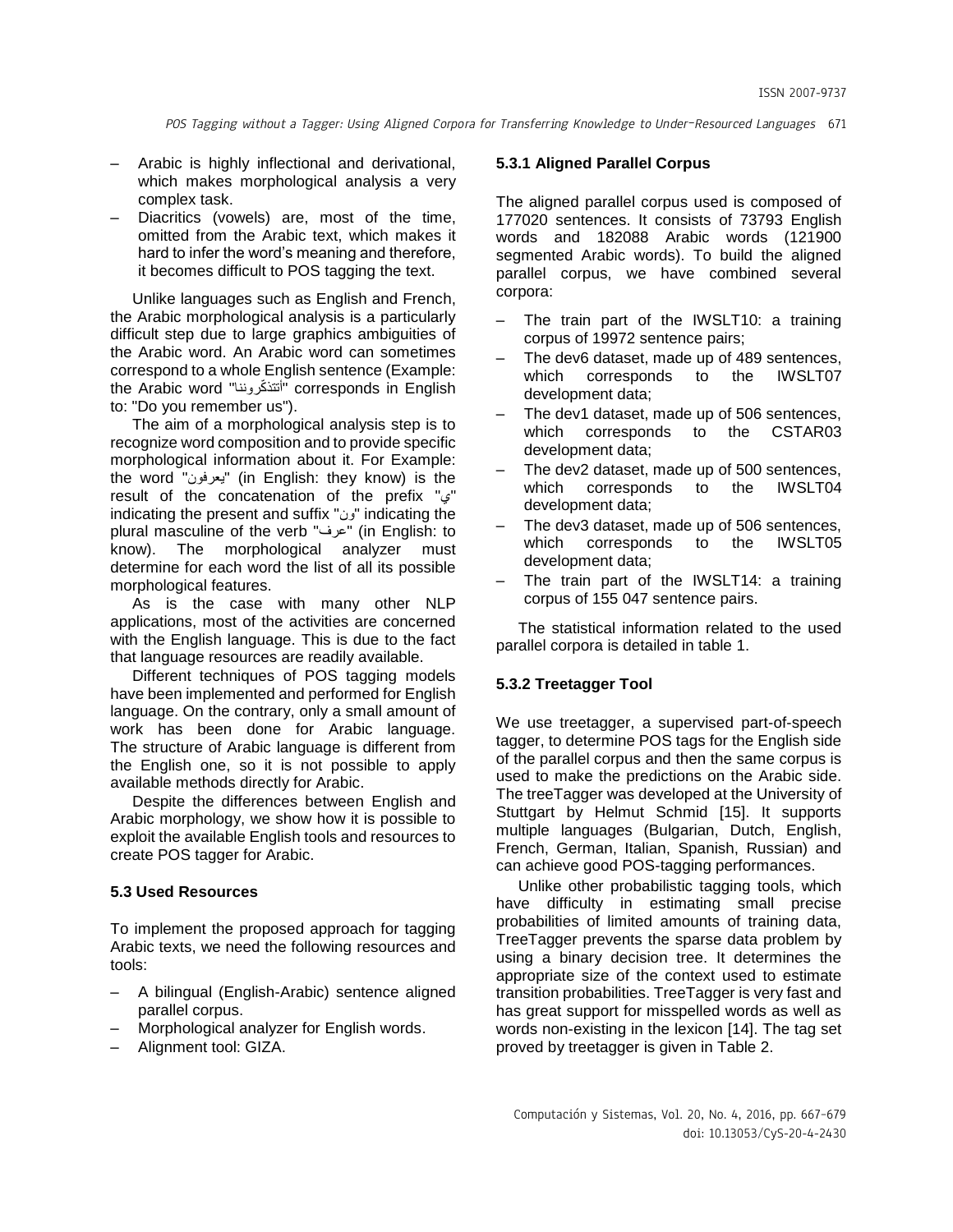– Arabic is highly inflectional and derivational, which makes morphological analysis a very complex task.
– Diacritics (vowels) are, most of the time, omitted from the Arabic text, which makes it hard to infer the word's meaning and therefore, it becomes difficult to POS tagging the text.

Unlike languages such as English and French, the Arabic morphological analysis is a particularly difficult step due to large graphics ambiguities of the Arabic word. An Arabic word can sometimes correspond to a whole English sentence (Example: the Arabic word "أتتذكّروننا" corresponds in English to: "Do you remember us").

The aim of a morphological analysis step is to recognize word composition and to provide specific morphological information about it. For Example: the word "يعرفون" (in English: they know) is the result of the concatenation of the prefix "ي" indicating the present and suffix "ون" indicating the plural masculine of the verb "عرف" (in English: to know). The morphological analyzer must determine for each word the list of all its possible morphological features.

As is the case with many other NLP applications, most of the activities are concerned with the English language. This is due to the fact that language resources are readily available.

Different techniques of POS tagging models have been implemented and performed for English language. On the contrary, only a small amount of work has been done for Arabic language. The structure of Arabic language is different from the English one, so it is not possible to apply available methods directly for Arabic.

Despite the differences between English and Arabic morphology, we show how it is possible to exploit the available English tools and resources to create POS tagger for Arabic.

### 5.3 Used Resources

To implement the proposed approach for tagging Arabic texts, we need the following resources and tools:

– A bilingual (English-Arabic) sentence aligned parallel corpus.
– Morphological analyzer for English words.
– Alignment tool: GIZA.

#### 5.3.1 Aligned Parallel Corpus

The aligned parallel corpus used is composed of 177020 sentences. It consists of 73793 English words and 182088 Arabic words (121900 segmented Arabic words). To build the aligned parallel corpus, we have combined several corpora:

– The train part of the IWSLT10: a training corpus of 19972 sentence pairs;
– The dev6 dataset, made up of 489 sentences, which corresponds to the IWSLT07 development data;
– The dev1 dataset, made up of 506 sentences, which corresponds to the CSTAR03 development data;
– The dev2 dataset, made up of 500 sentences, which corresponds to the IWSLT04 development data;
– The dev3 dataset, made up of 506 sentences, which corresponds to the IWSLT05 development data;
– The train part of the IWSLT14: a training corpus of 155 047 sentence pairs.

The statistical information related to the used parallel corpora is detailed in table 1.

#### 5.3.2 Treetagger Tool

We use treetagger, a supervised part-of-speech tagger, to determine POS tags for the English side of the parallel corpus and then the same corpus is used to make the predictions on the Arabic side. The treeTagger was developed at the University of Stuttgart by Helmut Schmid [15]. It supports multiple languages (Bulgarian, Dutch, English, French, German, Italian, Spanish, Russian) and can achieve good POS-tagging performances.

Unlike other probabilistic tagging tools, which have difficulty in estimating small precise probabilities of limited amounts of training data, TreeTagger prevents the sparse data problem by using a binary decision tree. It determines the appropriate size of the context used to estimate transition probabilities. TreeTagger is very fast and has great support for misspelled words as well as words non-existing in the lexicon [14]. The tag set proved by treetagger is given in Table 2.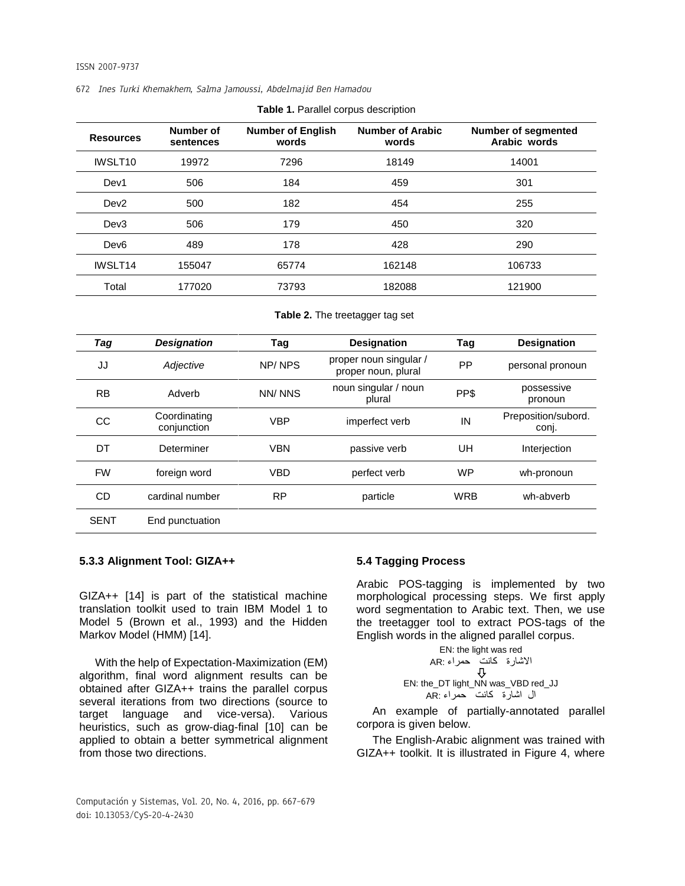**Table 1.** Parallel corpus description

| Resources | Number of sentences | Number of English words | Number of Arabic words | Number of segmented Arabic words |
|---|---|---|---|---|
| IWSLT10 | 19972 | 7296 | 18149 | 14001 |
| Dev1 | 506 | 184 | 459 | 301 |
| Dev2 | 500 | 182 | 454 | 255 |
| Dev3 | 506 | 179 | 450 | 320 |
| Dev6 | 489 | 178 | 428 | 290 |
| IWSLT14 | 155047 | 65774 | 162148 | 106733 |
| Total | 177020 | 73793 | 182088 | 121900 |

**Table 2.** The treetagger tag set

| *Tag* | *Designation* | Tag | Designation | Tag | Designation |
|---|---|---|---|---|---|
| JJ | *Adjective* | NP/ NPS | proper noun singular / proper noun, plural | PP | personal pronoun |
| RB | Adverb | NN/ NNS | noun singular / noun plural | PP$ | possessive pronoun |
| CC | Coordinating conjunction | VBP | imperfect verb | IN | Preposition/subord. conj. |
| DT | Determiner | VBN | passive verb | UH | Interjection |
| FW | foreign word | VBD | perfect verb | WP | wh-pronoun |
| CD | cardinal number | RP | particle | WRB | wh-abverb |
| SENT | End punctuation | | | | |

### 5.3.3 Alignment Tool: GIZA++

GIZA++ [14] is part of the statistical machine translation toolkit used to train IBM Model 1 to Model 5 (Brown et al., 1993) and the Hidden Markov Model (HMM) [14].

With the help of Expectation-Maximization (EM) algorithm, final word alignment results can be obtained after GIZA++ trains the parallel corpus several iterations from two directions (source to target language and vice-versa). Various heuristics, such as grow-diag-final [10] can be applied to obtain a better symmetrical alignment from those two directions.

### 5.4 Tagging Process

Arabic POS-tagging is implemented by two morphological processing steps. We first apply word segmentation to Arabic text. Then, we use the treetagger tool to extract POS-tags of the English words in the aligned parallel corpus.

EN: the light was red
AR: الاشارة كانت حمراء
⇩
EN: the_DT light_NN was_VBD red_JJ
AR: ال اشارة كانت حمراء

An example of partially-annotated parallel corpora is given below.

The English-Arabic alignment was trained with GIZA++ toolkit. It is illustrated in Figure 4, where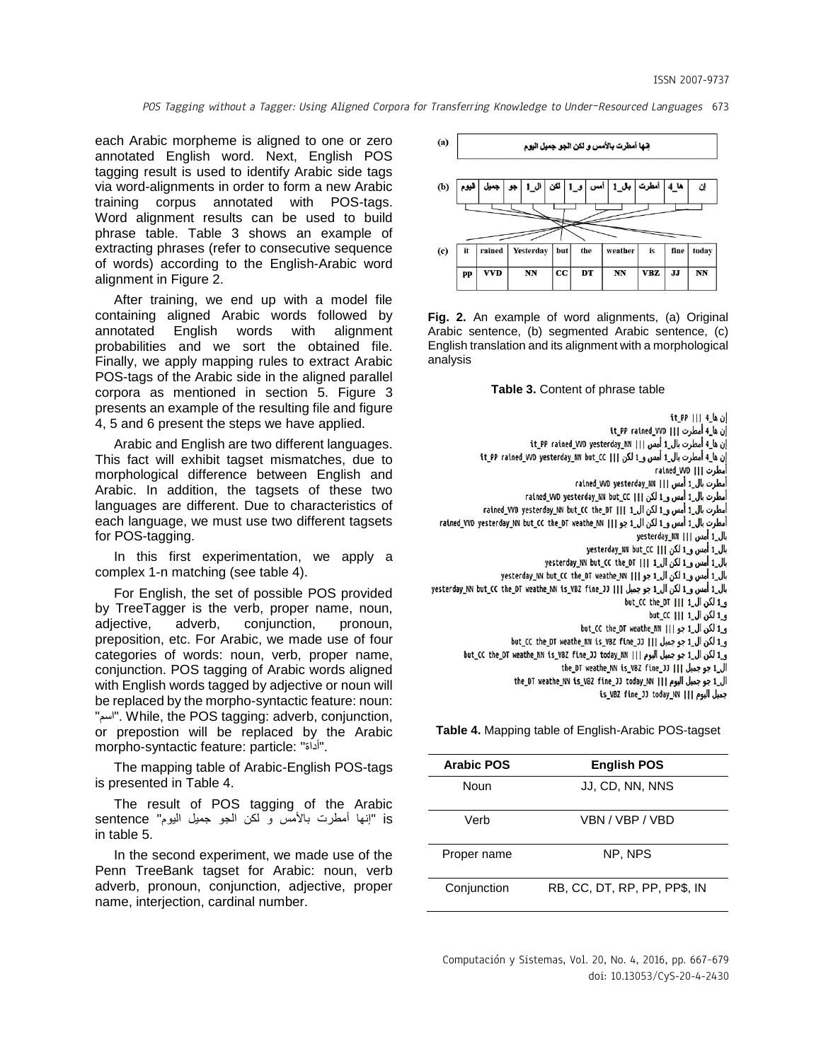each Arabic morpheme is aligned to one or zero annotated English word. Next, English POS tagging result is used to identify Arabic side tags via word-alignments in order to form a new Arabic training corpus annotated with POS-tags. Word alignment results can be used to build phrase table. Table 3 shows an example of extracting phrases (refer to consecutive sequence of words) according to the English-Arabic word alignment in Figure 2.

After training, we end up with a model file containing aligned Arabic words followed by annotated English words with alignment probabilities and we sort the obtained file. Finally, we apply mapping rules to extract Arabic POS-tags of the Arabic side in the aligned parallel corpora as mentioned in section 5. Figure 3 presents an example of the resulting file and figure 4, 5 and 6 present the steps we have applied.

Arabic and English are two different languages. This fact will exhibit tagset mismatches, due to morphological difference between English and Arabic. In addition, the tagsets of these two languages are different. Due to characteristics of each language, we must use two different tagsets for POS-tagging.

In this first experimentation, we apply a complex 1-n matching (see table 4).

For English, the set of possible POS provided by TreeTagger is the verb, proper name, noun, adjective, adverb, conjunction, pronoun, preposition, etc. For Arabic, we made use of four categories of words: noun, verb, proper name, conjunction. POS tagging of Arabic words aligned with English words tagged by adjective or noun will be replaced by the morpho-syntactic feature: noun: "اسم". While, the POS tagging: adverb, conjunction, or prepostion will be replaced by the Arabic morpho-syntactic feature: particle: "أداة".

The mapping table of Arabic-English POS-tags is presented in Table 4.

The result of POS tagging of the Arabic sentence "إنها أمطرت بالأمس و لكن الجو جميل اليوم" is in table 5.

In the second experiment, we made use of the Penn TreeBank tagset for Arabic: noun, verb adverb, pronoun, conjunction, adjective, proper name, interjection, cardinal number.

(a) إنها أمطرت بالأمس و لكن الجو جميل اليوم

(b) إن | ها_4 | أمطرت | بال_1 | أمس | و_1 | لكن | ال_1 | جو | جميل | اليوم

| (c) | it | rained | Yesterday | but | the | weather | is | fine | today |
|---|---|---|---|---|---|---|---|---|---|
| | pp | VVD | NN | CC | DT | NN | VBZ | JJ | NN |

**Fig. 2.** An example of word alignments, (a) Original Arabic sentence, (b) segmented Arabic sentence, (c) English translation and its alignment with a morphological analysis

**Table 3.** Content of phrase table

```
إن ها_4 ||| it_PP
إن ها_4 أمطرت ||| it_PP rained_VVD
إن ها_4 أمطرت بال_1 أمس ||| it_PP rained_VVD yesterday_NN
إن ها_4 أمطرت بال_1 أمس و_1 لكن ||| it_PP rained_VVD yesterday_NN but_CC
أمطرت ||| rained_VVD
أمطرت بال_1 أمس ||| rained_VVD yesterday_NN
أمطرت بال_1 أمس و_1 لكن ||| rained_VVD yesterday_NN but_CC
أمطرت بال_1 أمس و_1 لكن ال_1 ||| rained_VVD yesterday_NN but_CC the_DT
أمطرت بال_1 أمس و_1 لكن ال_1 جو ||| rained_VVD yesterday_NN but_CC the_DT weathe_NN
بال_1 أمس ||| yesterday_NN
بال_1 أمس و_1 لكن ||| yesterday_NN but_CC
بال_1 أمس و_1 لكن ال_1 ||| yesterday_NN but_CC the_DT
بال_1 أمس و_1 لكن ال_1 جو ||| yesterday_NN but_CC the_DT weathe_NN
بال_1 أمس و_1 لكن ال_1 جو جميل ||| yesterday_NN but_CC the_DT weathe_NN is_VBZ fine_JJ
و_1 لكن ال_1 ||| but_CC the_DT
و_1 لكن ||| but_CC
و_1 لكن ال_1 جو ||| but_CC the_DT weathe_NN
و_1 لكن ال_1 جو جميل ||| but_CC the_DT weathe_NN is_VBZ fine_JJ
و_1 لكن ال_1 جو جميل اليوم ||| but_CC the_DT weathe_NN is_VBZ fine_JJ today_NN
ال_1 جو جميل ||| the_DT weathe_NN is_VBZ fine_JJ
ال_1 جو جميل اليوم ||| the_DT weathe_NN is_VBZ fine_JJ today_NN
جميل اليوم ||| is_VBZ fine_JJ today_NN
```

**Table 4.** Mapping table of English-Arabic POS-tagset

| Arabic POS | English POS |
|---|---|
| Noun | JJ, CD, NN, NNS |
| Verb | VBN / VBP / VBD |
| Proper name | NP, NPS |
| Conjunction | RB, CC, DT, RP, PP, PP$, IN |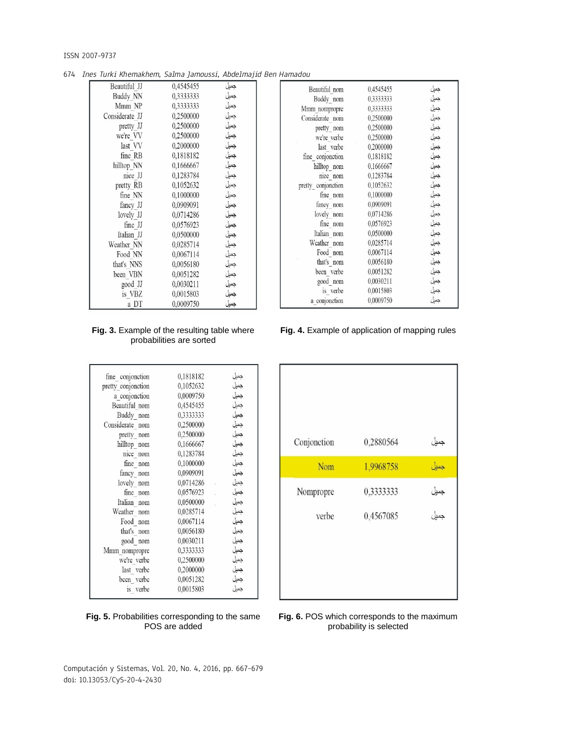| Beautiful_JJ | 0,4545455 | جميل |
|---|---|---|
| Buddy_NN | 0,3333333 | جميل |
| Mmm_NP | 0,3333333 | جميل |
| Considerate_JJ | 0,2500000 | جميل |
| pretty_JJ | 0,2500000 | جميل |
| we're_VV | 0,2500000 | جميل |
| last_VV | 0,2000000 | جميل |
| fine_RB | 0,1818182 | جميل |
| hilltop_NN | 0,1666667 | جميل |
| nice_JJ | 0,1283784 | جميل |
| pretty_RB | 0,1052632 | جميل |
| fine_NN | 0,1000000 | جميل |
| fancy_JJ | 0,0909091 | جميل |
| lovely_JJ | 0,0714286 | جميل |
| fine_JJ | 0,0576923 | جميل |
| Italian_JJ | 0,0500000 | جميل |
| Weather_NN | 0,0285714 | جميل |
| Food_NN | 0,0067114 | جميل |
| that's_NNS | 0,0056180 | جميل |
| been_VBN | 0,0051282 | جميل |
| good_JJ | 0,0030211 | جميل |
| is_VBZ | 0,0015803 | جميل |
| a_DT | 0,0009750 | جميل |

**Fig. 3.** Example of the resulting table where probabilities are sorted

| Beautiful_nom | 0,4545455 | جميل |
|---|---|---|
| Buddy_nom | 0,3333333 | جميل |
| Mmm_nompropre | 0,3333333 | جميل |
| Considerate_nom | 0,2500000 | جميل |
| pretty_nom | 0,2500000 | جميل |
| we're_verbe | 0,2500000 | جميل |
| last_verbe | 0,2000000 | جميل |
| fine_conjonction | 0,1818182 | جميل |
| hilltop_nom | 0,1666667 | جميل |
| nice_nom | 0,1283784 | جميل |
| pretty_conjonction | 0,1052632 | جميل |
| fine_nom | 0,1000000 | جميل |
| fancy_nom | 0,0909091 | جميل |
| lovely_nom | 0,0714286 | جميل |
| fine_nom | 0,0576923 | جميل |
| Italian_nom | 0,0500000 | جميل |
| Weather_nom | 0,0285714 | جميل |
| Food_nom | 0,0067114 | جميل |
| that's_nom | 0,0056180 | جميل |
| been_verbe | 0,0051282 | جميل |
| good_nom | 0,0030211 | جميل |
| is_verbe | 0,0015803 | جميل |
| a_conjonction | 0,0009750 | جميل |

**Fig. 4.** Example of application of mapping rules

| fine_conjonction | 0,1818182 | جميل |
|---|---|---|
| pretty_conjonction | 0,1052632 | جميل |
| a_conjonction | 0,0009750 | جميل |
| Beautiful_nom | 0,4545455 | جميل |
| Buddy_nom | 0,3333333 | جميل |
| Considerate_nom | 0,2500000 | جميل |
| pretty_nom | 0,2500000 | جميل |
| hilltop_nom | 0,1666667 | جميل |
| nice_nom | 0,1283784 | جميل |
| fine_nom | 0,1000000 | جميل |
| fancy_nom | 0,0909091 | جميل |
| lovely_nom | 0,0714286 | جميل |
| fine_nom | 0,0576923 | جميل |
| Italian_nom | 0,0500000 | جميل |
| Weather_nom | 0,0285714 | جميل |
| Food_nom | 0,0067114 | جميل |
| that's_nom | 0,0056180 | جميل |
| good_nom | 0,0030211 | جميل |
| Mmm_nompropre | 0,3333333 | جميل |
| we're_verbe | 0,2500000 | جميل |
| last_verbe | 0,2000000 | جميل |
| been_verbe | 0,0051282 | جميل |
| is_verbe | 0,0015803 | جميل |

**Fig. 5.** Probabilities corresponding to the same POS are added

| Conjonction | 0,2880564 | جميل |
|---|---|---|
| Nom | 1,9968758 | جميل |
| Nompropre | 0,3333333 | جميل |
| verbe | 0,4567085 | جميل |

**Fig. 6.** POS which corresponds to the maximum probability is selected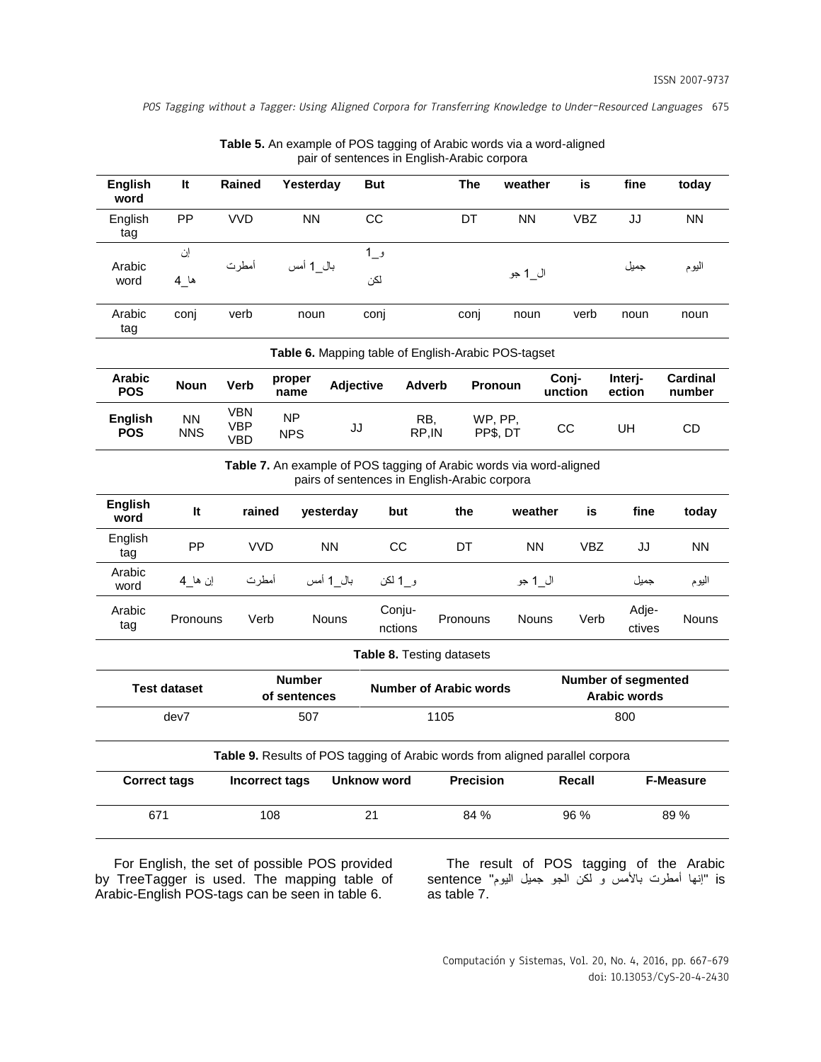**Table 5.** An example of POS tagging of Arabic words via a word-aligned pair of sentences in English-Arabic corpora

| English word | It | Rained | Yesterday | But | The | weather | is | fine | today |
|---|---|---|---|---|---|---|---|---|---|
| English tag | PP | VVD | NN | CC | DT | NN | VBZ | JJ | NN |
| Arabic word | إن ها_4 | أمطرت | بال_1 أمس | و_1 لكن | | ال_1 جو | | جميل | اليوم |
| Arabic tag | conj | verb | noun | conj | conj | noun | verb | noun | noun |

**Table 6.** Mapping table of English-Arabic POS-tagset

| Arabic POS | Noun | Verb | proper name | Adjective | Adverb | Pronoun | Conj-unction | Interj-ection | Cardinal number |
|---|---|---|---|---|---|---|---|---|---|
| English POS | NN NNS | VBN VBP VBD | NP NPS | JJ | RB, RP,IN | WP, PP, PP$, DT | CC | UH | CD |

**Table 7.** An example of POS tagging of Arabic words via word-aligned pairs of sentences in English-Arabic corpora

| English word | It | rained | yesterday | but | the | weather | is | fine | today |
|---|---|---|---|---|---|---|---|---|---|
| English tag | PP | VVD | NN | CC | DT | NN | VBZ | JJ | NN |
| Arabic word | إن ها_4 | أمطرت | بال_1 أمس | و_1 لكن | | ال_1 جو | | جميل | اليوم |
| Arabic tag | Pronouns | Verb | Nouns | Conju-nctions | Pronouns | Nouns | Verb | Adje-ctives | Nouns |

**Table 8.** Testing datasets

| Test dataset | Number of sentences | Number of Arabic words | Number of segmented Arabic words |
|---|---|---|---|
| dev7 | 507 | 1105 | 800 |

**Table 9.** Results of POS tagging of Arabic words from aligned parallel corpora

| Correct tags | Incorrect tags | Unknow word | Precision | Recall | F-Measure |
|---|---|---|---|---|---|
| 671 | 108 | 21 | 84 % | 96 % | 89 % |

For English, the set of possible POS provided by TreeTagger is used. The mapping table of Arabic-English POS-tags can be seen in table 6.

The result of POS tagging of the Arabic sentence "إنها أمطرت بالأمس و لكن الجو جميل اليوم" is as table 7.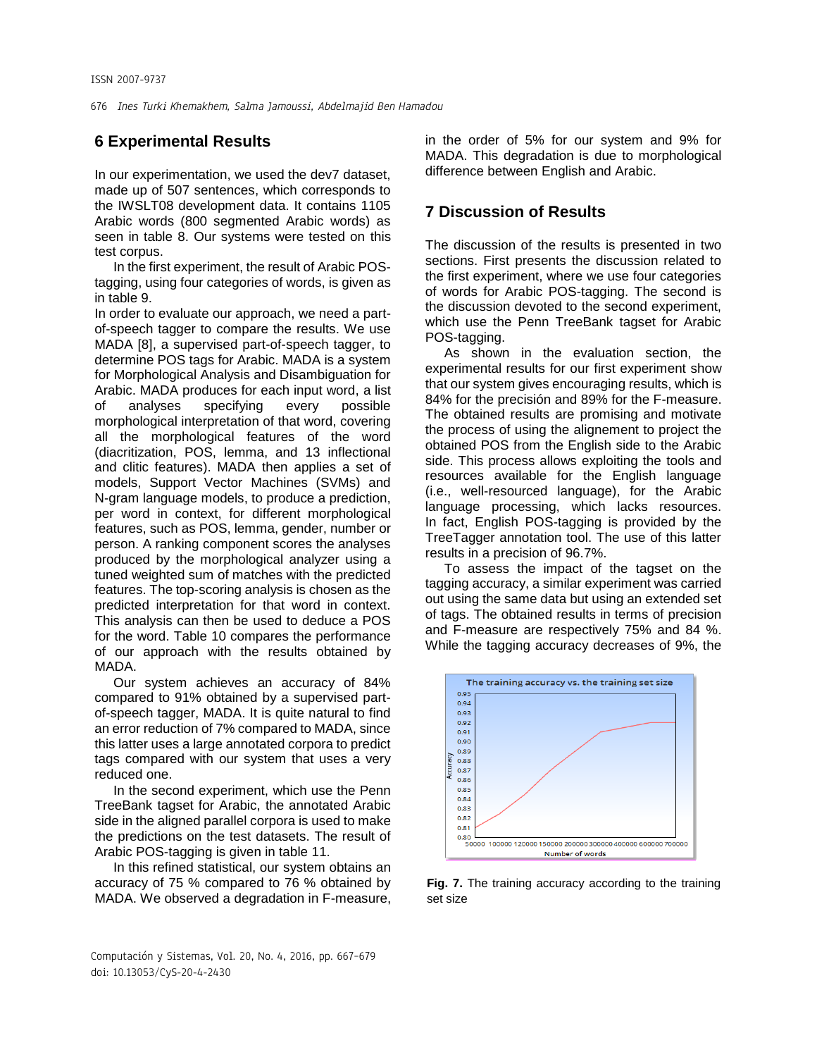## 6 Experimental Results

In our experimentation, we used the dev7 dataset, made up of 507 sentences, which corresponds to the IWSLT08 development data. It contains 1105 Arabic words (800 segmented Arabic words) as seen in table 8. Our systems were tested on this test corpus.

In the first experiment, the result of Arabic POS-tagging, using four categories of words, is given as in table 9.

In order to evaluate our approach, we need a part-of-speech tagger to compare the results. We use MADA [8], a supervised part-of-speech tagger, to determine POS tags for Arabic. MADA is a system for Morphological Analysis and Disambiguation for Arabic. MADA produces for each input word, a list of analyses specifying every possible morphological interpretation of that word, covering all the morphological features of the word (diacritization, POS, lemma, and 13 inflectional and clitic features). MADA then applies a set of models, Support Vector Machines (SVMs) and N-gram language models, to produce a prediction, per word in context, for different morphological features, such as POS, lemma, gender, number or person. A ranking component scores the analyses produced by the morphological analyzer using a tuned weighted sum of matches with the predicted features. The top-scoring analysis is chosen as the predicted interpretation for that word in context. This analysis can then be used to deduce a POS for the word. Table 10 compares the performance of our approach with the results obtained by MADA.

Our system achieves an accuracy of 84% compared to 91% obtained by a supervised part-of-speech tagger, MADA. It is quite natural to find an error reduction of 7% compared to MADA, since this latter uses a large annotated corpora to predict tags compared with our system that uses a very reduced one.

In the second experiment, which use the Penn TreeBank tagset for Arabic, the annotated Arabic side in the aligned parallel corpora is used to make the predictions on the test datasets. The result of Arabic POS-tagging is given in table 11.

In this refined statistical, our system obtains an accuracy of 75 % compared to 76 % obtained by MADA. We observed a degradation in F-measure, in the order of 5% for our system and 9% for MADA. This degradation is due to morphological difference between English and Arabic.

## 7 Discussion of Results

The discussion of the results is presented in two sections. First presents the discussion related to the first experiment, where we use four categories of words for Arabic POS-tagging. The second is the discussion devoted to the second experiment, which use the Penn TreeBank tagset for Arabic POS-tagging.

As shown in the evaluation section, the experimental results for our first experiment show that our system gives encouraging results, which is 84% for the precisión and 89% for the F-measure. The obtained results are promising and motivate the process of using the alignement to project the obtained POS from the English side to the Arabic side. This process allows exploiting the tools and resources available for the English language (i.e., well-resourced language), for the Arabic language processing, which lacks resources. In fact, English POS-tagging is provided by the TreeTagger annotation tool. The use of this latter results in a precision of 96.7%.

To assess the impact of the tagset on the tagging accuracy, a similar experiment was carried out using the same data but using an extended set of tags. The obtained results in terms of precision and F-measure are respectively 75% and 84 %. While the tagging accuracy decreases of 9%, the

**Fig. 7.** The training accuracy according to the training set size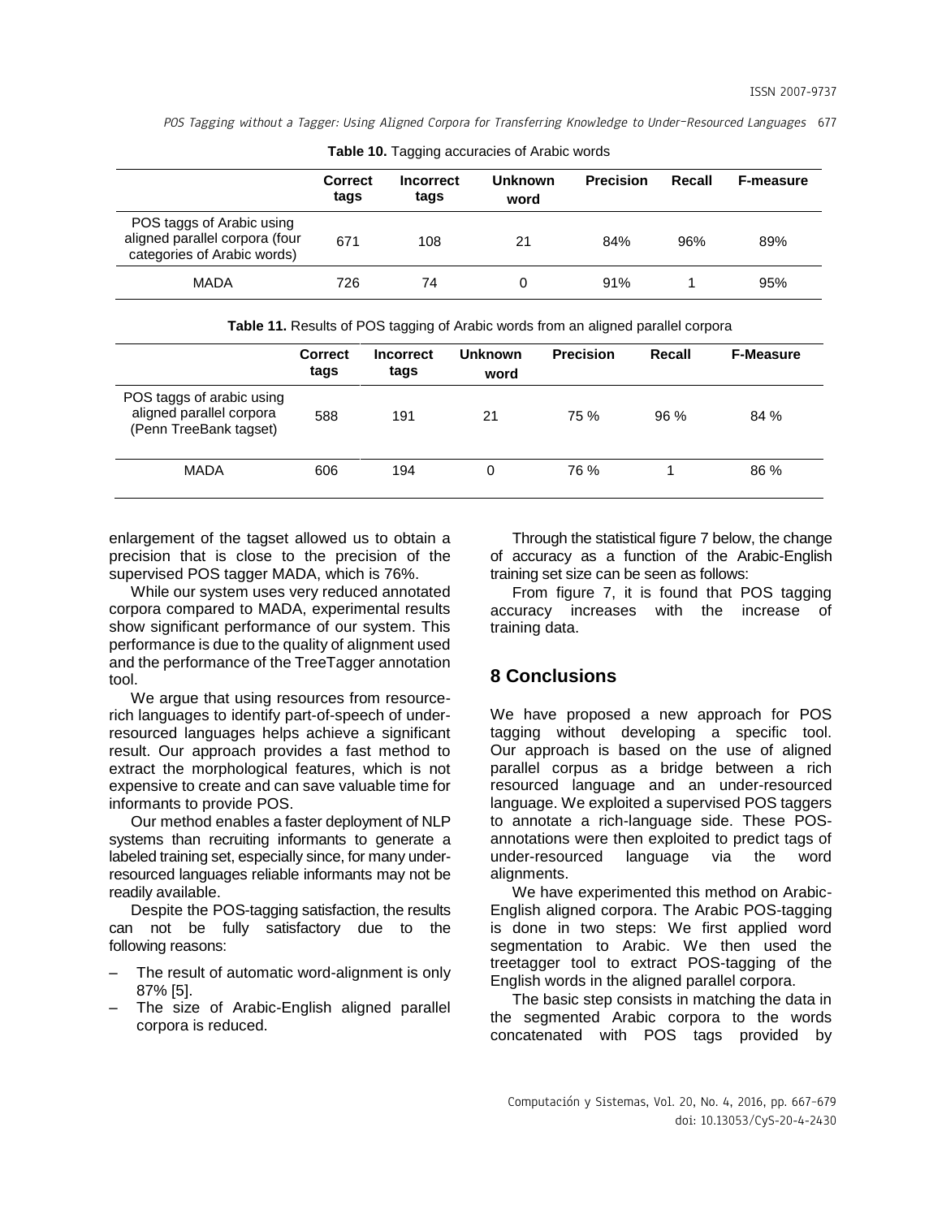**Table 10.** Tagging accuracies of Arabic words

| | Correct tags | Incorrect tags | Unknown word | Precision | Recall | F-measure |
|---|---|---|---|---|---|---|
| POS taggs of Arabic using aligned parallel corpora (four categories of Arabic words) | 671 | 108 | 21 | 84% | 96% | 89% |
| MADA | 726 | 74 | 0 | 91% | 1 | 95% |

**Table 11.** Results of POS tagging of Arabic words from an aligned parallel corpora

| | Correct tags | Incorrect tags | Unknown word | Precision | Recall | F-Measure |
|---|---|---|---|---|---|---|
| POS taggs of arabic using aligned parallel corpora (Penn TreeBank tagset) | 588 | 191 | 21 | 75 % | 96 % | 84 % |
| MADA | 606 | 194 | 0 | 76 % | 1 | 86 % |

enlargement of the tagset allowed us to obtain a precision that is close to the precision of the supervised POS tagger MADA, which is 76%.

While our system uses very reduced annotated corpora compared to MADA, experimental results show significant performance of our system. This performance is due to the quality of alignment used and the performance of the TreeTagger annotation tool.

We argue that using resources from resource-rich languages to identify part-of-speech of under-resourced languages helps achieve a significant result. Our approach provides a fast method to extract the morphological features, which is not expensive to create and can save valuable time for informants to provide POS.

Our method enables a faster deployment of NLP systems than recruiting informants to generate a labeled training set, especially since, for many under-resourced languages reliable informants may not be readily available.

Despite the POS-tagging satisfaction, the results can not be fully satisfactory due to the following reasons:

– The result of automatic word-alignment is only 87% [5].
– The size of Arabic-English aligned parallel corpora is reduced.

Through the statistical figure 7 below, the change of accuracy as a function of the Arabic-English training set size can be seen as follows:

From figure 7, it is found that POS tagging accuracy increases with the increase of training data.

## 8 Conclusions

We have proposed a new approach for POS tagging without developing a specific tool. Our approach is based on the use of aligned parallel corpus as a bridge between a rich resourced language and an under-resourced language. We exploited a supervised POS taggers to annotate a rich-language side. These POS-annotations were then exploited to predict tags of under-resourced language via the word alignments.

We have experimented this method on Arabic-English aligned corpora. The Arabic POS-tagging is done in two steps: We first applied word segmentation to Arabic. We then used the treetagger tool to extract POS-tagging of the English words in the aligned parallel corpora.

The basic step consists in matching the data in the segmented Arabic corpora to the words concatenated with POS tags provided by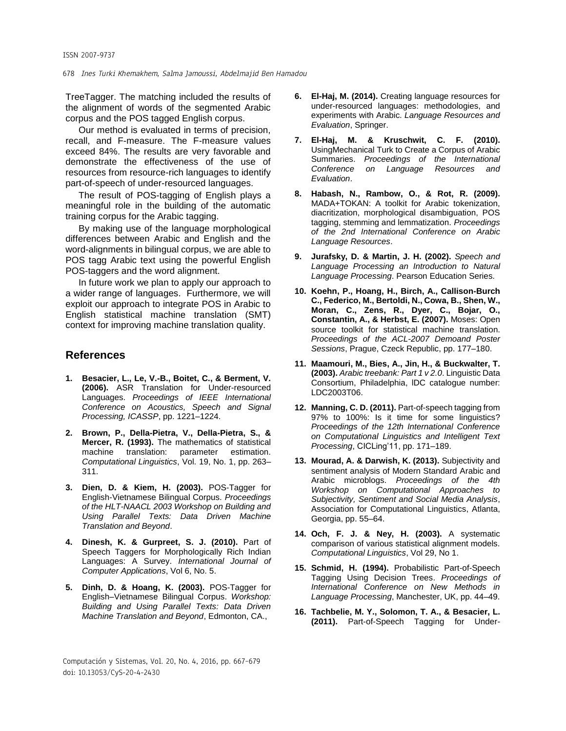TreeTagger. The matching included the results of the alignment of words of the segmented Arabic corpus and the POS tagged English corpus.

Our method is evaluated in terms of precision, recall, and F-measure. The F-measure values exceed 84%. The results are very favorable and demonstrate the effectiveness of the use of resources from resource-rich languages to identify part-of-speech of under-resourced languages.

The result of POS-tagging of English plays a meaningful role in the building of the automatic training corpus for the Arabic tagging.

By making use of the language morphological differences between Arabic and English and the word-alignments in bilingual corpus, we are able to POS tagg Arabic text using the powerful English POS-taggers and the word alignment.

In future work we plan to apply our approach to a wider range of languages. Furthermore, we will exploit our approach to integrate POS in Arabic to English statistical machine translation (SMT) context for improving machine translation quality.

## References

1. **Besacier, L., Le, V.-B., Boitet, C., & Berment, V. (2006).** ASR Translation for Under-resourced Languages. *Proceedings of IEEE International Conference on Acoustics, Speech and Signal Processing, ICASSP*, pp. 1221–1224.

2. **Brown, P., Della-Pietra, V., Della-Pietra, S., & Mercer, R. (1993).** The mathematics of statistical machine translation: parameter estimation. *Computational Linguistics*, Vol. 19, No. 1, pp. 263–311.

3. **Dien, D. & Kiem, H. (2003).** POS-Tagger for English-Vietnamese Bilingual Corpus. *Proceedings of the HLT-NAACL 2003 Workshop on Building and Using Parallel Texts: Data Driven Machine Translation and Beyond*.

4. **Dinesh, K. & Gurpreet, S. J. (2010).** Part of Speech Taggers for Morphologically Rich Indian Languages: A Survey. *International Journal of Computer Applications*, Vol 6, No. 5.

5. **Dinh, D. & Hoang, K. (2003).** POS-Tagger for English–Vietnamese Bilingual Corpus. *Workshop: Building and Using Parallel Texts: Data Driven Machine Translation and Beyond*, Edmonton, CA.,

6. **El-Haj, M. (2014).** Creating language resources for under-resourced languages: methodologies, and experiments with Arabic. *Language Resources and Evaluation*, Springer.

7. **El-Haj, M. & Kruschwit, C. F. (2010).** UsingMechanical Turk to Create a Corpus of Arabic Summaries. *Proceedings of the International Conference on Language Resources and Evaluation*.

8. **Habash, N., Rambow, O., & Rot, R. (2009).** MADA+TOKAN: A toolkit for Arabic tokenization, diacritization, morphological disambiguation, POS tagging, stemming and lemmatization. *Proceedings of the 2nd International Conference on Arabic Language Resources*.

9. **Jurafsky, D. & Martin, J. H. (2002).** *Speech and Language Processing an Introduction to Natural Language Processing*. Pearson Education Series.

10. **Koehn, P., Hoang, H., Birch, A., Callison-Burch C., Federico, M., Bertoldi, N., Cowa, B., Shen, W., Moran, C., Zens, R., Dyer, C., Bojar, O., Constantin, A., & Herbst, E. (2007).** Moses: Open source toolkit for statistical machine translation. *Proceedings of the ACL-2007 Demoand Poster Sessions*, Prague, Czeck Republic, pp. 177–180.

11. **Maamouri, M., Bies, A., Jin, H., & Buckwalter, T. (2003).** *Arabic treebank: Part 1 v 2.0*. Linguistic Data Consortium, Philadelphia, lDC catalogue number: LDC2003T06.

12. **Manning, C. D. (2011).** Part-of-speech tagging from 97% to 100%: Is it time for some linguistics? *Proceedings of the 12th International Conference on Computational Linguistics and Intelligent Text Processing*, CICLing'11, pp. 171–189.

13. **Mourad, A. & Darwish, K. (2013).** Subjectivity and sentiment analysis of Modern Standard Arabic and Arabic microblogs. *Proceedings of the 4th Workshop on Computational Approaches to Subjectivity, Sentiment and Social Media Analysis*, Association for Computational Linguistics, Atlanta, Georgia, pp. 55–64.

14. **Och, F. J. & Ney, H. (2003).** A systematic comparison of various statistical alignment models. *Computational Linguistics*, Vol 29, No 1.

15. **Schmid, H. (1994).** Probabilistic Part-of-Speech Tagging Using Decision Trees. *Proceedings of International Conference on New Methods in Language Processing*, Manchester, UK, pp. 44–49.

16. **Tachbelie, M. Y., Solomon, T. A., & Besacier, L. (2011).** Part-of-Speech Tagging for Under-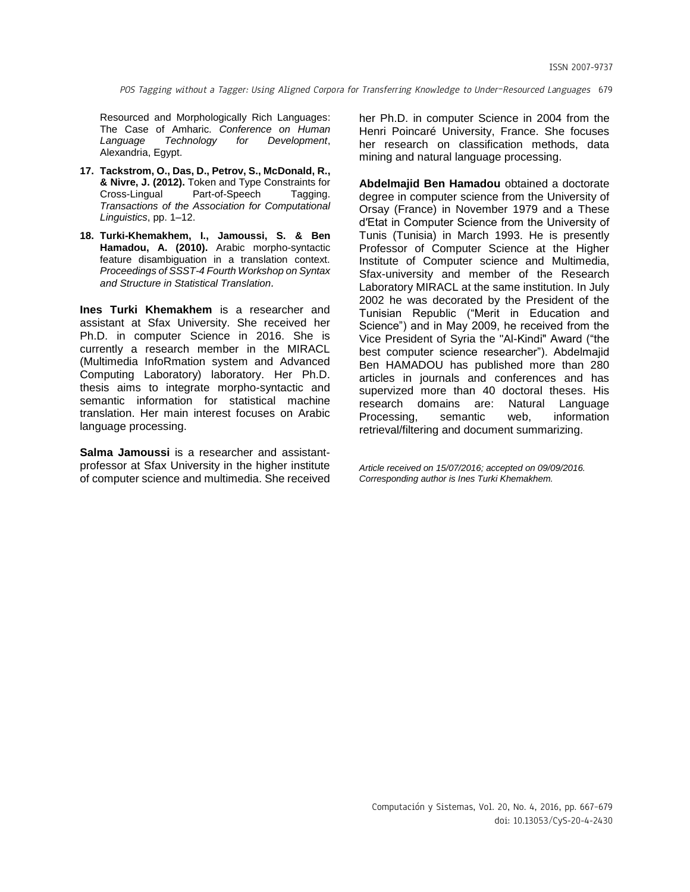Resourced and Morphologically Rich Languages: The Case of Amharic. *Conference on Human Language Technology for Development*, Alexandria, Egypt.

17. **Tackstrom, O., Das, D., Petrov, S., McDonald, R., & Nivre, J. (2012).** Token and Type Constraints for Cross-Lingual Part-of-Speech Tagging. *Transactions of the Association for Computational Linguistics*, pp. 1–12.

18. **Turki-Khemakhem, I., Jamoussi, S. & Ben Hamadou, A. (2010).** Arabic morpho-syntactic feature disambiguation in a translation context. *Proceedings of SSST-4 Fourth Workshop on Syntax and Structure in Statistical Translation*.

**Ines Turki Khemakhem** is a researcher and assistant at Sfax University. She received her Ph.D. in computer Science in 2016. She is currently a research member in the MIRACL (Multimedia InfoRmation system and Advanced Computing Laboratory) laboratory. Her Ph.D. thesis aims to integrate morpho-syntactic and semantic information for statistical machine translation. Her main interest focuses on Arabic language processing.

**Salma Jamoussi** is a researcher and assistant-professor at Sfax University in the higher institute of computer science and multimedia. She received her Ph.D. in computer Science in 2004 from the Henri Poincaré University, France. She focuses her research on classification methods, data mining and natural language processing.

**Abdelmajid Ben Hamadou** obtained a doctorate degree in computer science from the University of Orsay (France) in November 1979 and a These d'Etat in Computer Science from the University of Tunis (Tunisia) in March 1993. He is presently Professor of Computer Science at the Higher Institute of Computer science and Multimedia, Sfax-university and member of the Research Laboratory MIRACL at the same institution. In July 2002 he was decorated by the President of the Tunisian Republic ("Merit in Education and Science") and in May 2009, he received from the Vice President of Syria the "Al-Kindi" Award ("the best computer science researcher"). Abdelmajid Ben HAMADOU has published more than 280 articles in journals and conferences and has supervized more than 40 doctoral theses. His research domains are: Natural Language Processing, semantic web, information retrieval/filtering and document summarizing.

*Article received on 15/07/2016; accepted on 09/09/2016. Corresponding author is Ines Turki Khemakhem.*